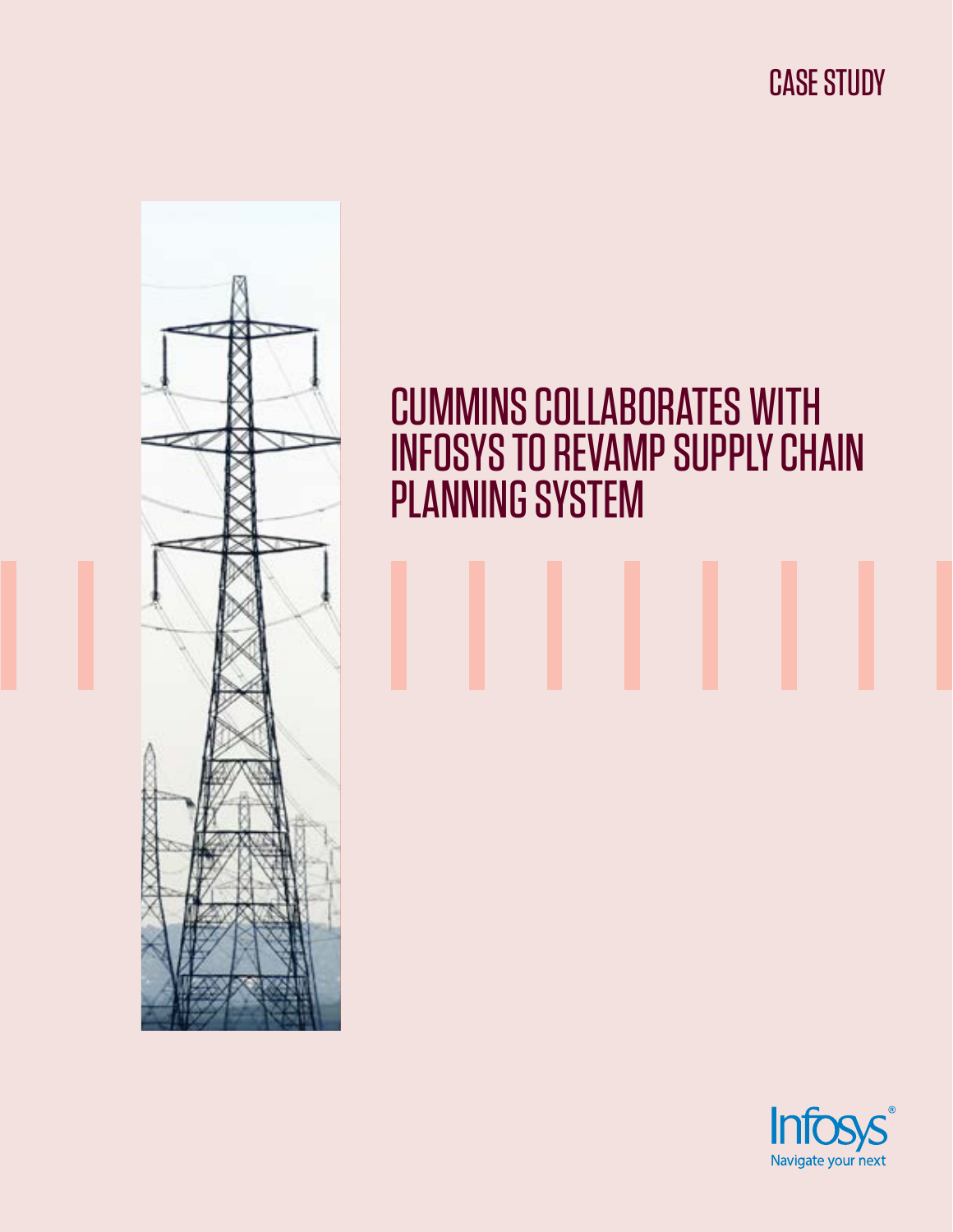CASE STUDY

# CUMMINS COLLABORATES WITH INFOSYS TO REVAMP SUPPLY CHAIN PLANNING SYSTEM

Infosys
Navigate your next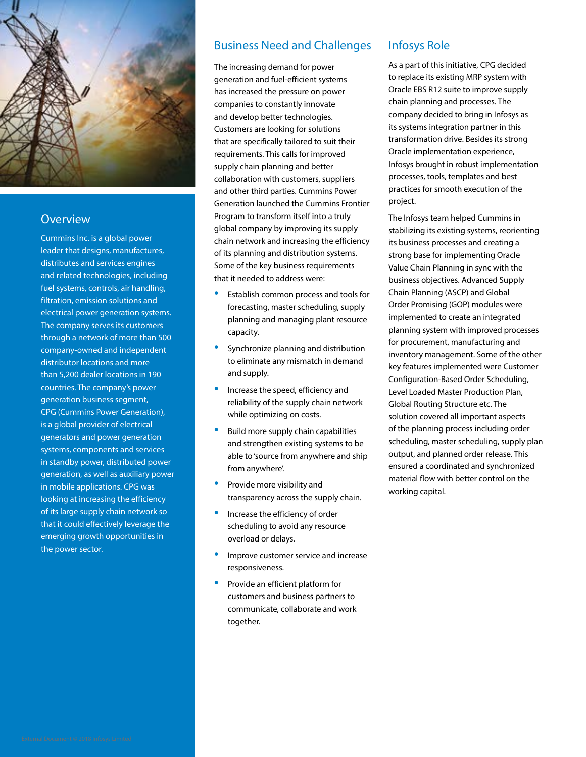## Overview

Cummins Inc. is a global power leader that designs, manufactures, distributes and services engines and related technologies, including fuel systems, controls, air handling, filtration, emission solutions and electrical power generation systems. The company serves its customers through a network of more than 500 company-owned and independent distributor locations and more than 5,200 dealer locations in 190 countries. The company's power generation business segment, CPG (Cummins Power Generation), is a global provider of electrical generators and power generation systems, components and services in standby power, distributed power generation, as well as auxiliary power in mobile applications. CPG was looking at increasing the efficiency of its large supply chain network so that it could effectively leverage the emerging growth opportunities in the power sector.

## Business Need and Challenges

The increasing demand for power generation and fuel-efficient systems has increased the pressure on power companies to constantly innovate and develop better technologies. Customers are looking for solutions that are specifically tailored to suit their requirements. This calls for improved supply chain planning and better collaboration with customers, suppliers and other third parties. Cummins Power Generation launched the Cummins Frontier Program to transform itself into a truly global company by improving its supply chain network and increasing the efficiency of its planning and distribution systems. Some of the key business requirements that it needed to address were:

- Establish common process and tools for forecasting, master scheduling, supply planning and managing plant resource capacity.
- Synchronize planning and distribution to eliminate any mismatch in demand and supply.
- Increase the speed, efficiency and reliability of the supply chain network while optimizing on costs.
- Build more supply chain capabilities and strengthen existing systems to be able to 'source from anywhere and ship from anywhere'.
- Provide more visibility and transparency across the supply chain.
- Increase the efficiency of order scheduling to avoid any resource overload or delays.
- Improve customer service and increase responsiveness.
- Provide an efficient platform for customers and business partners to communicate, collaborate and work together.

## Infosys Role

As a part of this initiative, CPG decided to replace its existing MRP system with Oracle EBS R12 suite to improve supply chain planning and processes. The company decided to bring in Infosys as its systems integration partner in this transformation drive. Besides its strong Oracle implementation experience, Infosys brought in robust implementation processes, tools, templates and best practices for smooth execution of the project.

The Infosys team helped Cummins in stabilizing its existing systems, reorienting its business processes and creating a strong base for implementing Oracle Value Chain Planning in sync with the business objectives. Advanced Supply Chain Planning (ASCP) and Global Order Promising (GOP) modules were implemented to create an integrated planning system with improved processes for procurement, manufacturing and inventory management. Some of the other key features implemented were Customer Configuration-Based Order Scheduling, Level Loaded Master Production Plan, Global Routing Structure etc. The solution covered all important aspects of the planning process including order scheduling, master scheduling, supply plan output, and planned order release. This ensured a coordinated and synchronized material flow with better control on the working capital.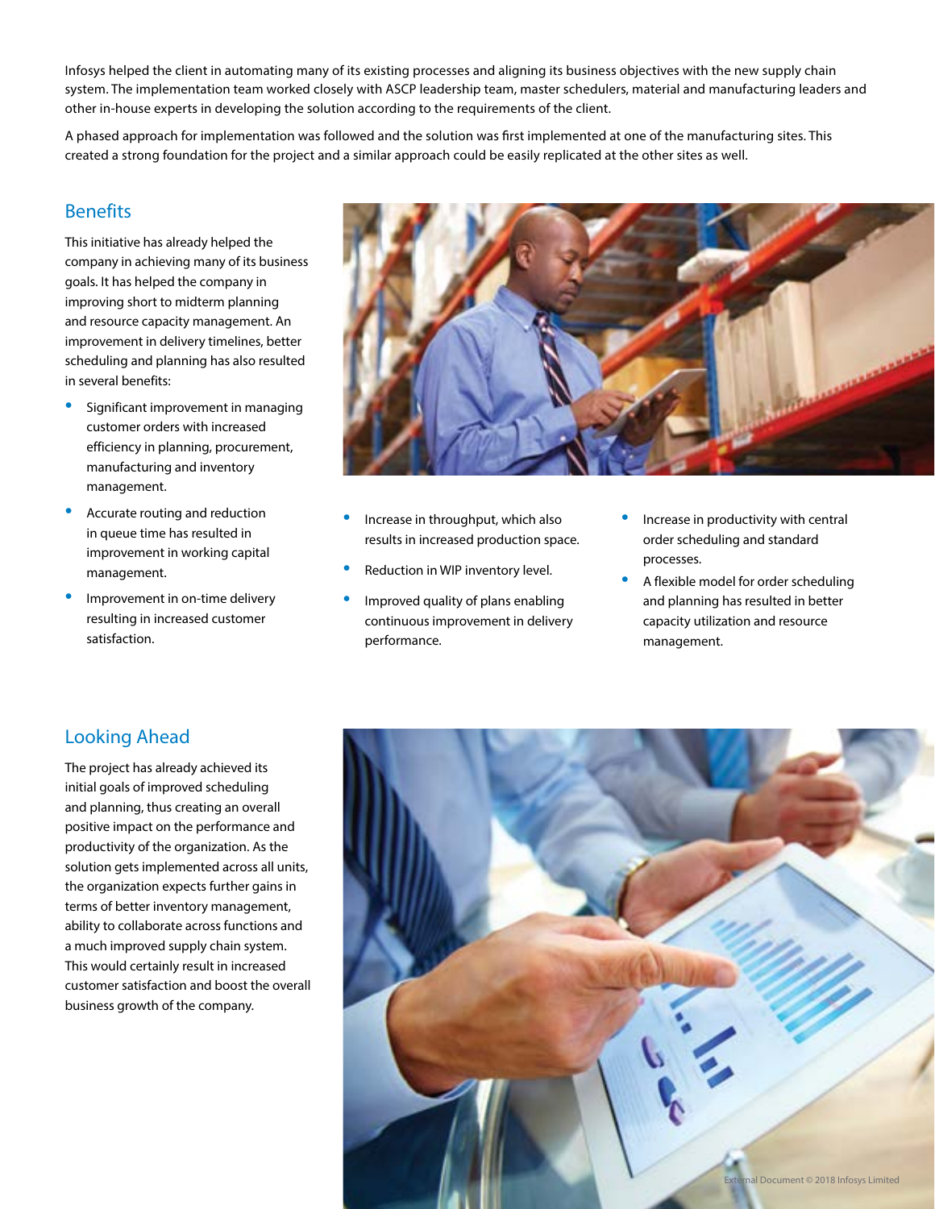Infosys helped the client in automating many of its existing processes and aligning its business objectives with the new supply chain system. The implementation team worked closely with ASCP leadership team, master schedulers, material and manufacturing leaders and other in-house experts in developing the solution according to the requirements of the client.

A phased approach for implementation was followed and the solution was first implemented at one of the manufacturing sites. This created a strong foundation for the project and a similar approach could be easily replicated at the other sites as well.

## Benefits

This initiative has already helped the company in achieving many of its business goals. It has helped the company in improving short to midterm planning and resource capacity management. An improvement in delivery timelines, better scheduling and planning has also resulted in several benefits:

- Significant improvement in managing customer orders with increased efficiency in planning, procurement, manufacturing and inventory management.
- Accurate routing and reduction in queue time has resulted in improvement in working capital management.
- Improvement in on-time delivery resulting in increased customer satisfaction.
- Increase in throughput, which also results in increased production space.
- Reduction in WIP inventory level.
- Improved quality of plans enabling continuous improvement in delivery performance.
- Increase in productivity with central order scheduling and standard processes.
- A flexible model for order scheduling and planning has resulted in better capacity utilization and resource management.

## Looking Ahead

The project has already achieved its initial goals of improved scheduling and planning, thus creating an overall positive impact on the performance and productivity of the organization. As the solution gets implemented across all units, the organization expects further gains in terms of better inventory management, ability to collaborate across functions and a much improved supply chain system. This would certainly result in increased customer satisfaction and boost the overall business growth of the company.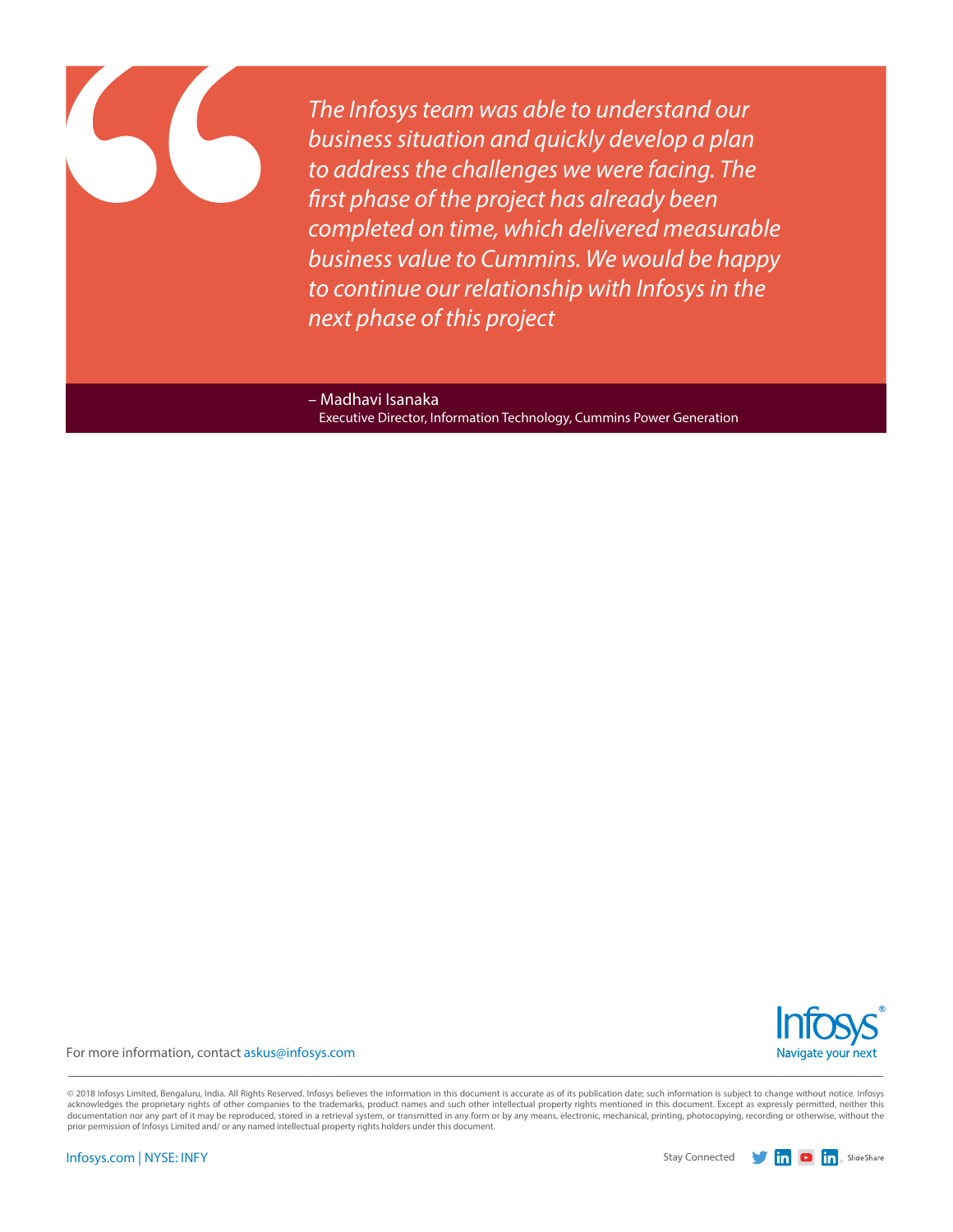*The Infosys team was able to understand our business situation and quickly develop a plan to address the challenges we were facing. The first phase of the project has already been completed on time, which delivered measurable business value to Cummins. We would be happy to continue our relationship with Infosys in the next phase of this project*

– Madhavi Isanaka
Executive Director, Information Technology, Cummins Power Generation

Infosys®
Navigate your next

For more information, contact askus@infosys.com

© 2018 Infosys Limited, Bengaluru, India. All Rights Reserved. Infosys believes the information in this document is accurate as of its publication date; such information is subject to change without notice. Infosys acknowledges the proprietary rights of other companies to the trademarks, product names and such other intellectual property rights mentioned in this document. Except as expressly permitted, neither this documentation nor any part of it may be reproduced, stored in a retrieval system, or transmitted in any form or by any means, electronic, mechanical, printing, photocopying, recording or otherwise, without the prior permission of Infosys Limited and/ or any named intellectual property rights holders under this document.

Infosys.com | NYSE: INFY

Stay Connected SlideShare